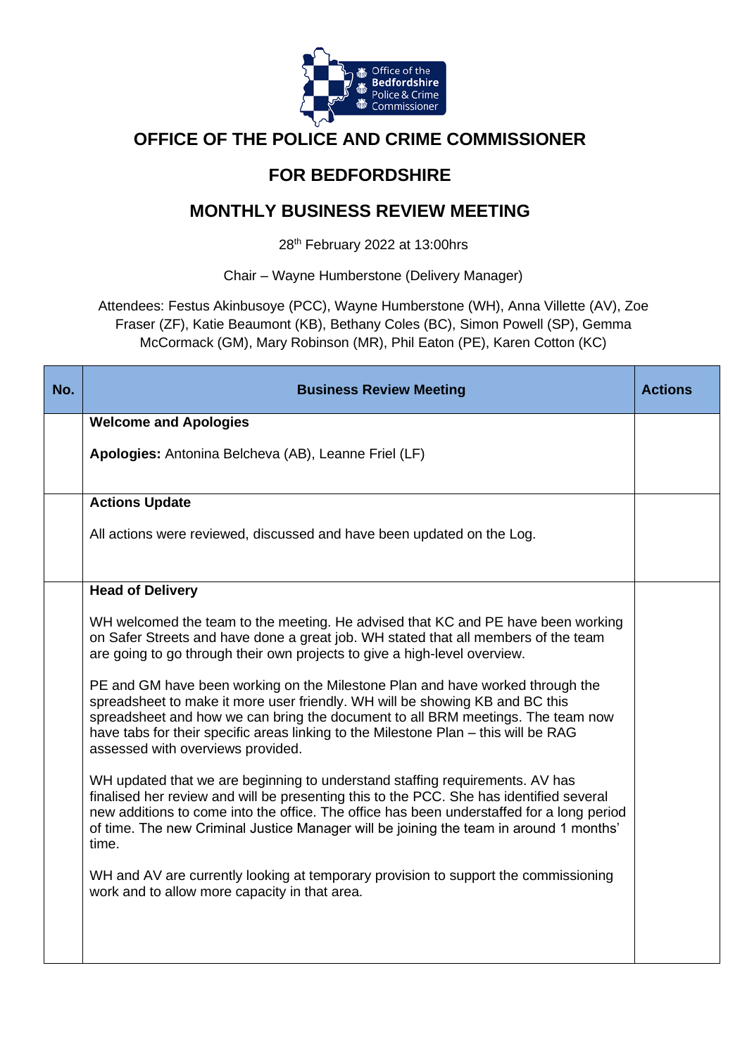# OFFICE OF THE POLICE AND CRIME COMMISSIONER

# FOR BEDFORDSHIRE

# MONTHLY BUSINESS REVIEW MEETING

28th February 2022 at 13:00hrs

Chair – Wayne Humberstone (Delivery Manager)

Attendees: Festus Akinbusoye (PCC), Wayne Humberstone (WH), Anna Villette (AV), Zoe Fraser (ZF), Katie Beaumont (KB), Bethany Coles (BC), Simon Powell (SP), Gemma McCormack (GM), Mary Robinson (MR), Phil Eaton (PE), Karen Cotton (KC)

| No. | Business Review Meeting | Actions |
| --- | --- | --- |
| | **Welcome and Apologies**<br><br>**Apologies:** Antonina Belcheva (AB), Leanne Friel (LF) | |
| | **Actions Update**<br><br>All actions were reviewed, discussed and have been updated on the Log. | |
| | **Head of Delivery**<br><br>WH welcomed the team to the meeting. He advised that KC and PE have been working on Safer Streets and have done a great job. WH stated that all members of the team are going to go through their own projects to give a high-level overview.<br><br>PE and GM have been working on the Milestone Plan and have worked through the spreadsheet to make it more user friendly. WH will be showing KB and BC this spreadsheet and how we can bring the document to all BRM meetings. The team now have tabs for their specific areas linking to the Milestone Plan – this will be RAG assessed with overviews provided.<br><br>WH updated that we are beginning to understand staffing requirements. AV has finalised her review and will be presenting this to the PCC. She has identified several new additions to come into the office. The office has been understaffed for a long period of time. The new Criminal Justice Manager will be joining the team in around 1 months' time.<br><br>WH and AV are currently looking at temporary provision to support the commissioning work and to allow more capacity in that area. | |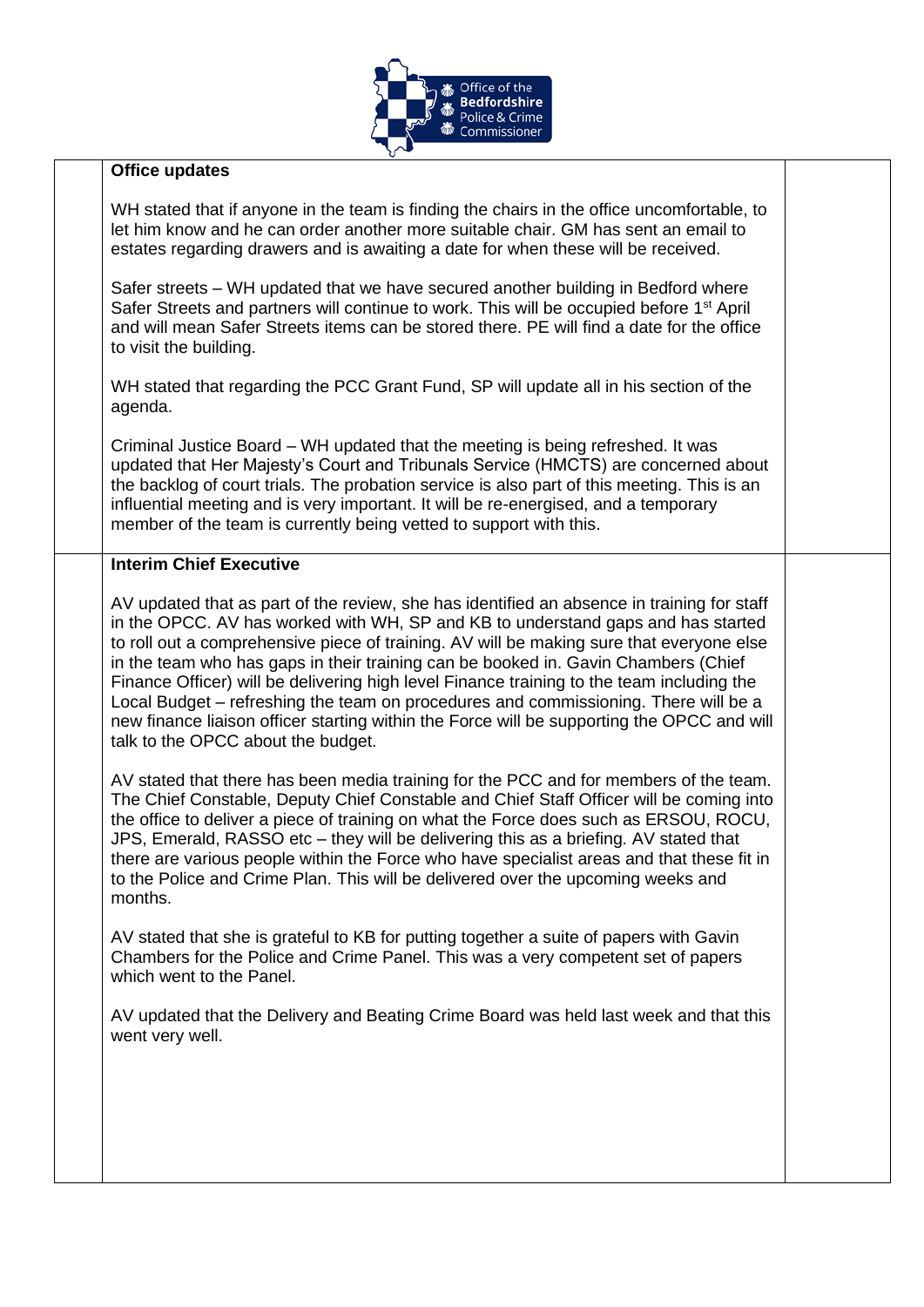**Office updates**

WH stated that if anyone in the team is finding the chairs in the office uncomfortable, to let him know and he can order another more suitable chair. GM has sent an email to estates regarding drawers and is awaiting a date for when these will be received.

Safer streets – WH updated that we have secured another building in Bedford where Safer Streets and partners will continue to work. This will be occupied before 1st April and will mean Safer Streets items can be stored there. PE will find a date for the office to visit the building.

WH stated that regarding the PCC Grant Fund, SP will update all in his section of the agenda.

Criminal Justice Board – WH updated that the meeting is being refreshed. It was updated that Her Majesty's Court and Tribunals Service (HMCTS) are concerned about the backlog of court trials. The probation service is also part of this meeting. This is an influential meeting and is very important. It will be re-energised, and a temporary member of the team is currently being vetted to support with this.

**Interim Chief Executive**

AV updated that as part of the review, she has identified an absence in training for staff in the OPCC. AV has worked with WH, SP and KB to understand gaps and has started to roll out a comprehensive piece of training. AV will be making sure that everyone else in the team who has gaps in their training can be booked in. Gavin Chambers (Chief Finance Officer) will be delivering high level Finance training to the team including the Local Budget – refreshing the team on procedures and commissioning. There will be a new finance liaison officer starting within the Force will be supporting the OPCC and will talk to the OPCC about the budget.

AV stated that there has been media training for the PCC and for members of the team. The Chief Constable, Deputy Chief Constable and Chief Staff Officer will be coming into the office to deliver a piece of training on what the Force does such as ERSOU, ROCU, JPS, Emerald, RASSO etc – they will be delivering this as a briefing. AV stated that there are various people within the Force who have specialist areas and that these fit in to the Police and Crime Plan. This will be delivered over the upcoming weeks and months.

AV stated that she is grateful to KB for putting together a suite of papers with Gavin Chambers for the Police and Crime Panel. This was a very competent set of papers which went to the Panel.

AV updated that the Delivery and Beating Crime Board was held last week and that this went very well.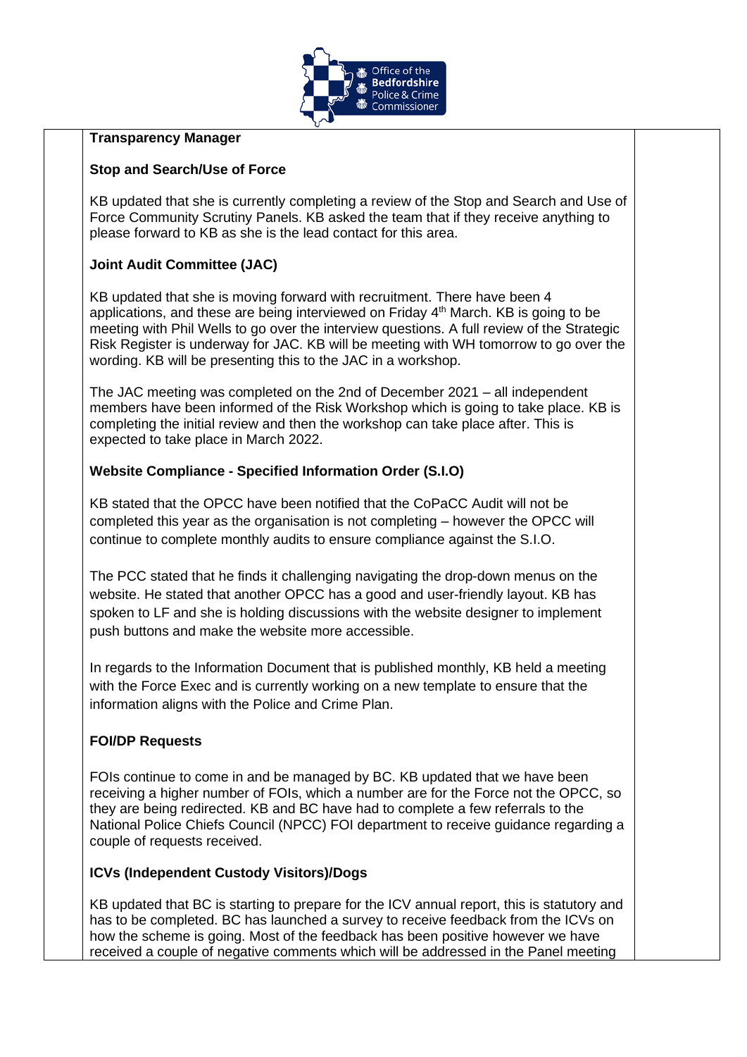**Transparency Manager**

**Stop and Search/Use of Force**

KB updated that she is currently completing a review of the Stop and Search and Use of Force Community Scrutiny Panels. KB asked the team that if they receive anything to please forward to KB as she is the lead contact for this area.

**Joint Audit Committee (JAC)**

KB updated that she is moving forward with recruitment. There have been 4 applications, and these are being interviewed on Friday 4th March. KB is going to be meeting with Phil Wells to go over the interview questions. A full review of the Strategic Risk Register is underway for JAC. KB will be meeting with WH tomorrow to go over the wording. KB will be presenting this to the JAC in a workshop.

The JAC meeting was completed on the 2nd of December 2021 – all independent members have been informed of the Risk Workshop which is going to take place. KB is completing the initial review and then the workshop can take place after. This is expected to take place in March 2022.

**Website Compliance - Specified Information Order (S.I.O)**

KB stated that the OPCC have been notified that the CoPaCC Audit will not be completed this year as the organisation is not completing – however the OPCC will continue to complete monthly audits to ensure compliance against the S.I.O.

The PCC stated that he finds it challenging navigating the drop-down menus on the website. He stated that another OPCC has a good and user-friendly layout. KB has spoken to LF and she is holding discussions with the website designer to implement push buttons and make the website more accessible.

In regards to the Information Document that is published monthly, KB held a meeting with the Force Exec and is currently working on a new template to ensure that the information aligns with the Police and Crime Plan.

**FOI/DP Requests**

FOIs continue to come in and be managed by BC. KB updated that we have been receiving a higher number of FOIs, which a number are for the Force not the OPCC, so they are being redirected. KB and BC have had to complete a few referrals to the National Police Chiefs Council (NPCC) FOI department to receive guidance regarding a couple of requests received.

**ICVs (Independent Custody Visitors)/Dogs**

KB updated that BC is starting to prepare for the ICV annual report, this is statutory and has to be completed. BC has launched a survey to receive feedback from the ICVs on how the scheme is going. Most of the feedback has been positive however we have received a couple of negative comments which will be addressed in the Panel meeting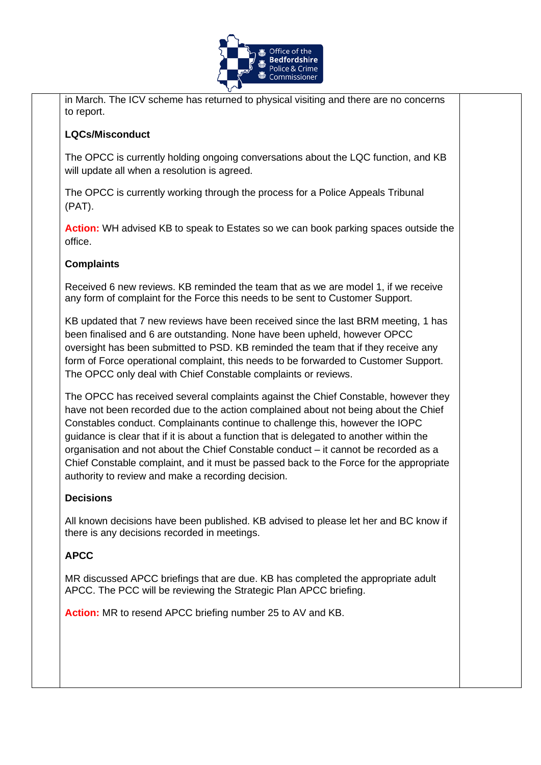in March. The ICV scheme has returned to physical visiting and there are no concerns to report.

**LQCs/Misconduct**

The OPCC is currently holding ongoing conversations about the LQC function, and KB will update all when a resolution is agreed.

The OPCC is currently working through the process for a Police Appeals Tribunal (PAT).

**Action:** WH advised KB to speak to Estates so we can book parking spaces outside the office.

**Complaints**

Received 6 new reviews. KB reminded the team that as we are model 1, if we receive any form of complaint for the Force this needs to be sent to Customer Support.

KB updated that 7 new reviews have been received since the last BRM meeting, 1 has been finalised and 6 are outstanding. None have been upheld, however OPCC oversight has been submitted to PSD. KB reminded the team that if they receive any form of Force operational complaint, this needs to be forwarded to Customer Support. The OPCC only deal with Chief Constable complaints or reviews.

The OPCC has received several complaints against the Chief Constable, however they have not been recorded due to the action complained about not being about the Chief Constables conduct. Complainants continue to challenge this, however the IOPC guidance is clear that if it is about a function that is delegated to another within the organisation and not about the Chief Constable conduct – it cannot be recorded as a Chief Constable complaint, and it must be passed back to the Force for the appropriate authority to review and make a recording decision.

**Decisions**

All known decisions have been published. KB advised to please let her and BC know if there is any decisions recorded in meetings.

**APCC**

MR discussed APCC briefings that are due. KB has completed the appropriate adult APCC. The PCC will be reviewing the Strategic Plan APCC briefing.

**Action:** MR to resend APCC briefing number 25 to AV and KB.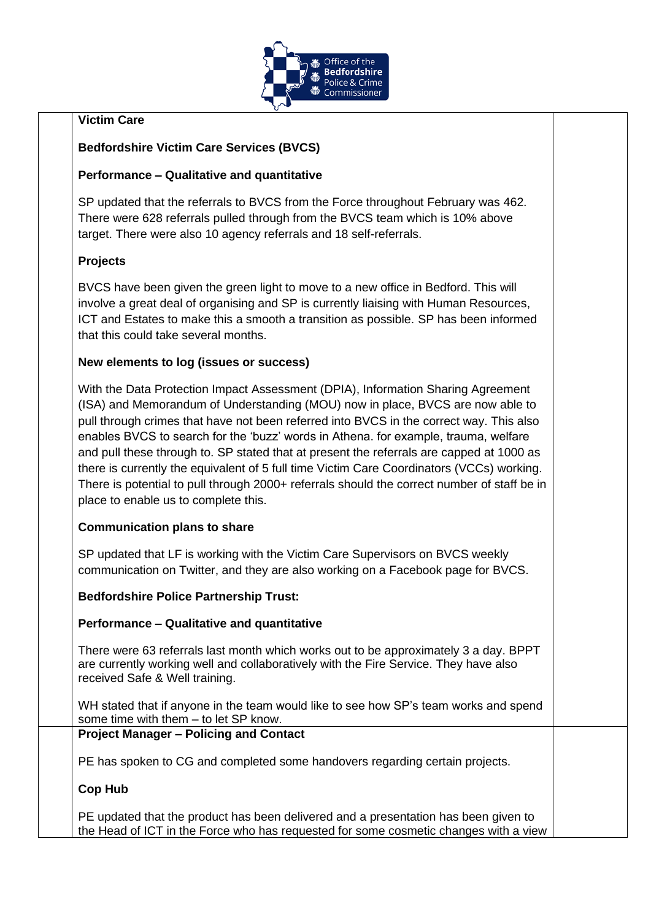**Victim Care**

**Bedfordshire Victim Care Services (BVCS)**

**Performance – Qualitative and quantitative**

SP updated that the referrals to BVCS from the Force throughout February was 462. There were 628 referrals pulled through from the BVCS team which is 10% above target. There were also 10 agency referrals and 18 self-referrals.

**Projects**

BVCS have been given the green light to move to a new office in Bedford. This will involve a great deal of organising and SP is currently liaising with Human Resources, ICT and Estates to make this a smooth a transition as possible. SP has been informed that this could take several months.

**New elements to log (issues or success)**

With the Data Protection Impact Assessment (DPIA), Information Sharing Agreement (ISA) and Memorandum of Understanding (MOU) now in place, BVCS are now able to pull through crimes that have not been referred into BVCS in the correct way. This also enables BVCS to search for the 'buzz' words in Athena. for example, trauma, welfare and pull these through to. SP stated that at present the referrals are capped at 1000 as there is currently the equivalent of 5 full time Victim Care Coordinators (VCCs) working. There is potential to pull through 2000+ referrals should the correct number of staff be in place to enable us to complete this.

**Communication plans to share**

SP updated that LF is working with the Victim Care Supervisors on BVCS weekly communication on Twitter, and they are also working on a Facebook page for BVCS.

**Bedfordshire Police Partnership Trust:**

**Performance – Qualitative and quantitative**

There were 63 referrals last month which works out to be approximately 3 a day. BPPT are currently working well and collaboratively with the Fire Service. They have also received Safe & Well training.

WH stated that if anyone in the team would like to see how SP's team works and spend some time with them – to let SP know.

**Project Manager – Policing and Contact**

PE has spoken to CG and completed some handovers regarding certain projects.

**Cop Hub**

PE updated that the product has been delivered and a presentation has been given to the Head of ICT in the Force who has requested for some cosmetic changes with a view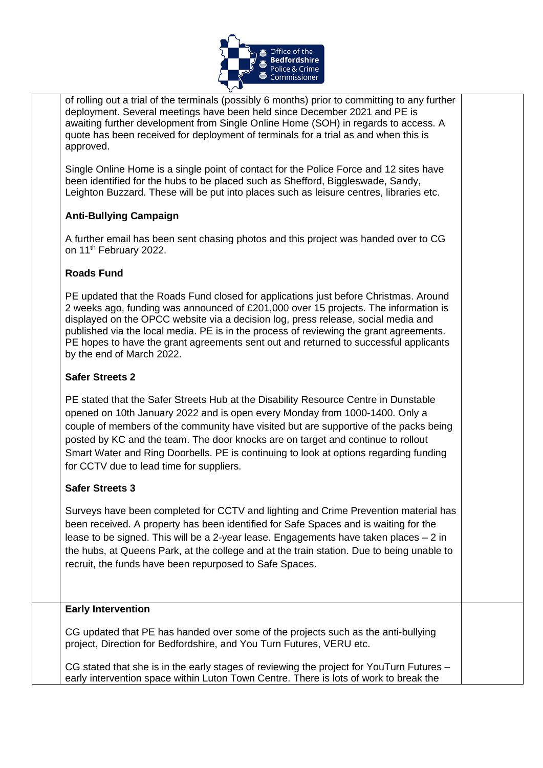of rolling out a trial of the terminals (possibly 6 months) prior to committing to any further deployment. Several meetings have been held since December 2021 and PE is awaiting further development from Single Online Home (SOH) in regards to access. A quote has been received for deployment of terminals for a trial as and when this is approved.

Single Online Home is a single point of contact for the Police Force and 12 sites have been identified for the hubs to be placed such as Shefford, Biggleswade, Sandy, Leighton Buzzard. These will be put into places such as leisure centres, libraries etc.

**Anti-Bullying Campaign**

A further email has been sent chasing photos and this project was handed over to CG on 11th February 2022.

**Roads Fund**

PE updated that the Roads Fund closed for applications just before Christmas. Around 2 weeks ago, funding was announced of £201,000 over 15 projects. The information is displayed on the OPCC website via a decision log, press release, social media and published via the local media. PE is in the process of reviewing the grant agreements. PE hopes to have the grant agreements sent out and returned to successful applicants by the end of March 2022.

**Safer Streets 2**

PE stated that the Safer Streets Hub at the Disability Resource Centre in Dunstable opened on 10th January 2022 and is open every Monday from 1000-1400. Only a couple of members of the community have visited but are supportive of the packs being posted by KC and the team. The door knocks are on target and continue to rollout Smart Water and Ring Doorbells. PE is continuing to look at options regarding funding for CCTV due to lead time for suppliers.

**Safer Streets 3**

Surveys have been completed for CCTV and lighting and Crime Prevention material has been received. A property has been identified for Safe Spaces and is waiting for the lease to be signed. This will be a 2-year lease. Engagements have taken places – 2 in the hubs, at Queens Park, at the college and at the train station. Due to being unable to recruit, the funds have been repurposed to Safe Spaces.

**Early Intervention**

CG updated that PE has handed over some of the projects such as the anti-bullying project, Direction for Bedfordshire, and You Turn Futures, VERU etc.

CG stated that she is in the early stages of reviewing the project for YouTurn Futures – early intervention space within Luton Town Centre. There is lots of work to break the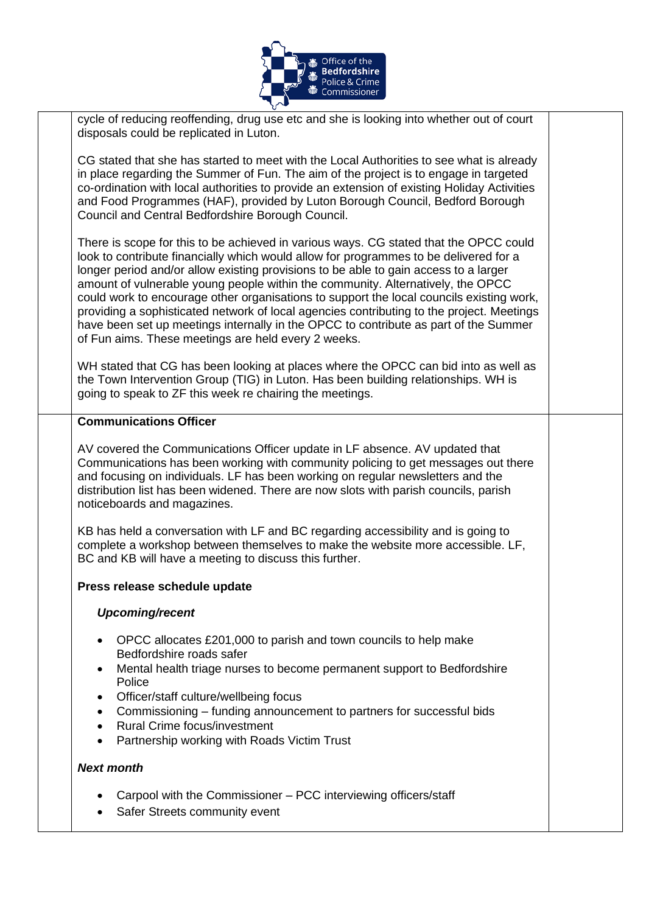cycle of reducing reoffending, drug use etc and she is looking into whether out of court disposals could be replicated in Luton.

CG stated that she has started to meet with the Local Authorities to see what is already in place regarding the Summer of Fun. The aim of the project is to engage in targeted co-ordination with local authorities to provide an extension of existing Holiday Activities and Food Programmes (HAF), provided by Luton Borough Council, Bedford Borough Council and Central Bedfordshire Borough Council.

There is scope for this to be achieved in various ways. CG stated that the OPCC could look to contribute financially which would allow for programmes to be delivered for a longer period and/or allow existing provisions to be able to gain access to a larger amount of vulnerable young people within the community. Alternatively, the OPCC could work to encourage other organisations to support the local councils existing work, providing a sophisticated network of local agencies contributing to the project. Meetings have been set up meetings internally in the OPCC to contribute as part of the Summer of Fun aims. These meetings are held every 2 weeks.

WH stated that CG has been looking at places where the OPCC can bid into as well as the Town Intervention Group (TIG) in Luton. Has been building relationships. WH is going to speak to ZF this week re chairing the meetings.

**Communications Officer**

AV covered the Communications Officer update in LF absence. AV updated that Communications has been working with community policing to get messages out there and focusing on individuals. LF has been working on regular newsletters and the distribution list has been widened. There are now slots with parish councils, parish noticeboards and magazines.

KB has held a conversation with LF and BC regarding accessibility and is going to complete a workshop between themselves to make the website more accessible. LF, BC and KB will have a meeting to discuss this further.

**Press release schedule update**

***Upcoming/recent***

- OPCC allocates £201,000 to parish and town councils to help make Bedfordshire roads safer
- Mental health triage nurses to become permanent support to Bedfordshire Police
- Officer/staff culture/wellbeing focus
- Commissioning – funding announcement to partners for successful bids
- Rural Crime focus/investment
- Partnership working with Roads Victim Trust

***Next month***

- Carpool with the Commissioner – PCC interviewing officers/staff
- Safer Streets community event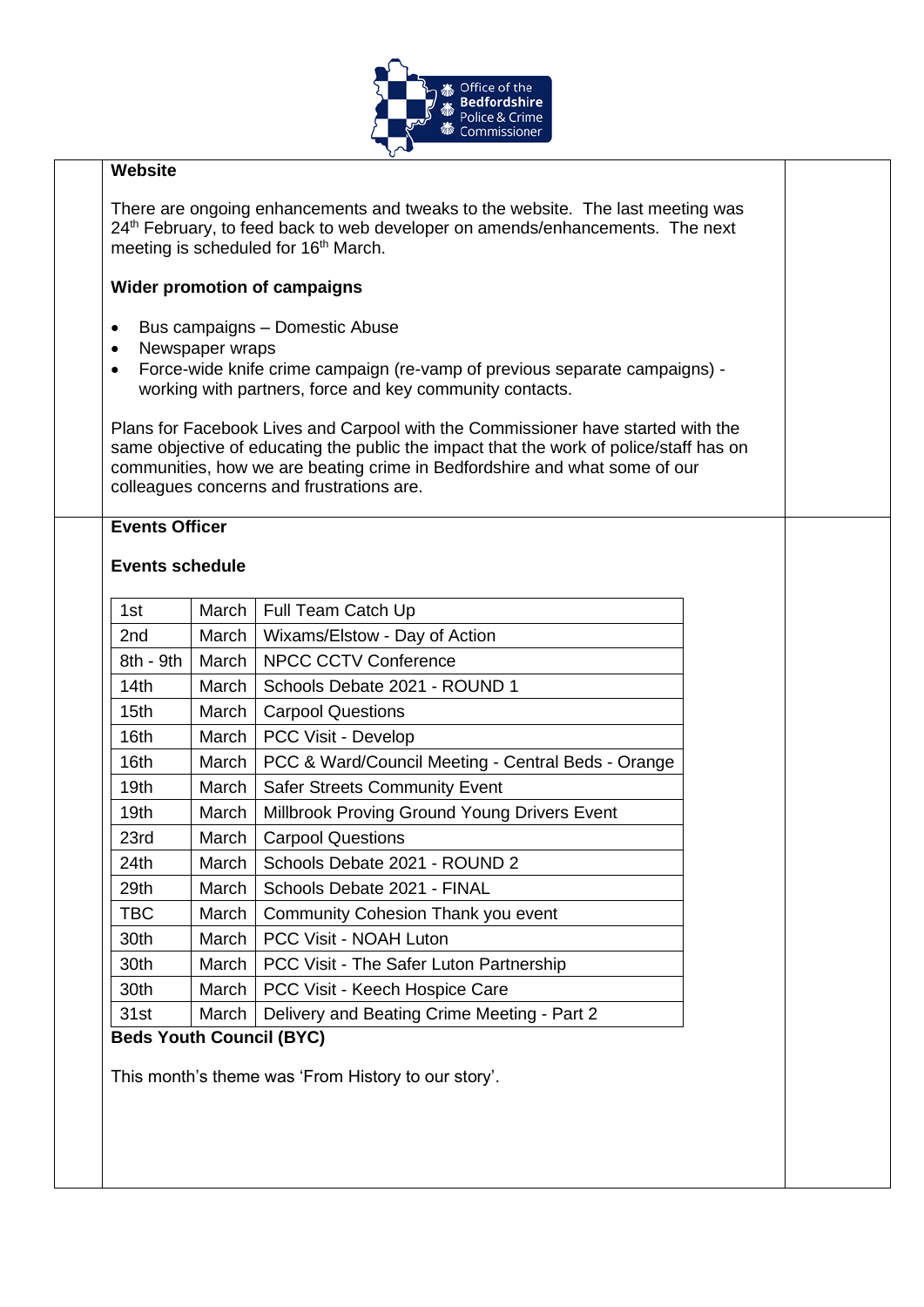**Website**

There are ongoing enhancements and tweaks to the website. The last meeting was 24th February, to feed back to web developer on amends/enhancements. The next meeting is scheduled for 16th March.

**Wider promotion of campaigns**

- Bus campaigns – Domestic Abuse
- Newspaper wraps
- Force-wide knife crime campaign (re-vamp of previous separate campaigns) - working with partners, force and key community contacts.

Plans for Facebook Lives and Carpool with the Commissioner have started with the same objective of educating the public the impact that the work of police/staff has on communities, how we are beating crime in Bedfordshire and what some of our colleagues concerns and frustrations are.

**Events Officer**

**Events schedule**

| | | |
|---|---|---|
| 1st | March | Full Team Catch Up |
| 2nd | March | Wixams/Elstow - Day of Action |
| 8th - 9th | March | NPCC CCTV Conference |
| 14th | March | Schools Debate 2021 - ROUND 1 |
| 15th | March | Carpool Questions |
| 16th | March | PCC Visit - Develop |
| 16th | March | PCC & Ward/Council Meeting - Central Beds - Orange |
| 19th | March | Safer Streets Community Event |
| 19th | March | Millbrook Proving Ground Young Drivers Event |
| 23rd | March | Carpool Questions |
| 24th | March | Schools Debate 2021 - ROUND 2 |
| 29th | March | Schools Debate 2021 - FINAL |
| TBC | March | Community Cohesion Thank you event |
| 30th | March | PCC Visit - NOAH Luton |
| 30th | March | PCC Visit - The Safer Luton Partnership |
| 30th | March | PCC Visit - Keech Hospice Care |
| 31st | March | Delivery and Beating Crime Meeting - Part 2 |

**Beds Youth Council (BYC)**

This month's theme was 'From History to our story'.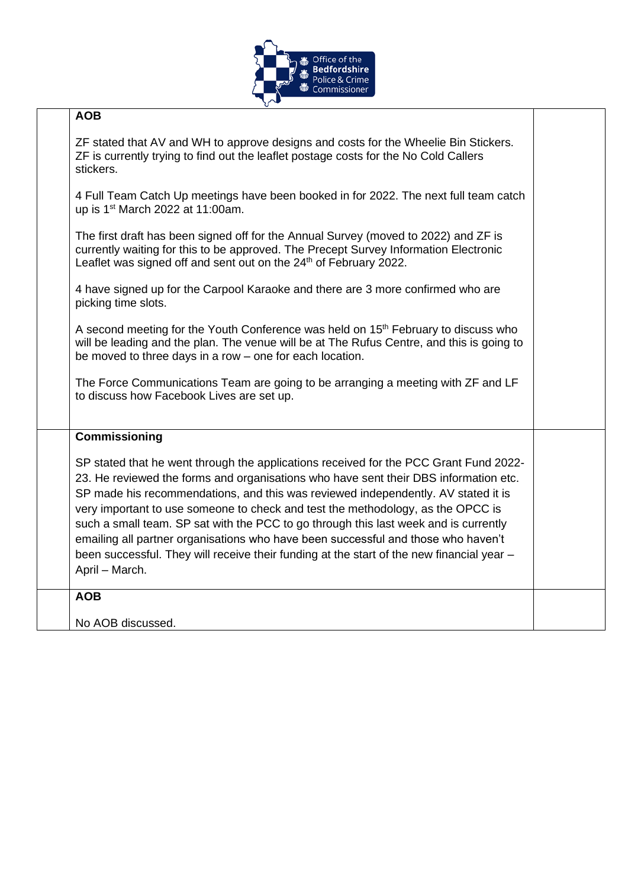| | | |
|---|---|---|
| | **AOB**<br><br>ZF stated that AV and WH to approve designs and costs for the Wheelie Bin Stickers. ZF is currently trying to find out the leaflet postage costs for the No Cold Callers stickers.<br><br>4 Full Team Catch Up meetings have been booked in for 2022. The next full team catch up is 1st March 2022 at 11:00am.<br><br>The first draft has been signed off for the Annual Survey (moved to 2022) and ZF is currently waiting for this to be approved. The Precept Survey Information Electronic Leaflet was signed off and sent out on the 24th of February 2022.<br><br>4 have signed up for the Carpool Karaoke and there are 3 more confirmed who are picking time slots.<br><br>A second meeting for the Youth Conference was held on 15th February to discuss who will be leading and the plan. The venue will be at The Rufus Centre, and this is going to be moved to three days in a row – one for each location.<br><br>The Force Communications Team are going to be arranging a meeting with ZF and LF to discuss how Facebook Lives are set up. | |
| | **Commissioning**<br><br>SP stated that he went through the applications received for the PCC Grant Fund 2022-23. He reviewed the forms and organisations who have sent their DBS information etc. SP made his recommendations, and this was reviewed independently. AV stated it is very important to use someone to check and test the methodology, as the OPCC is such a small team. SP sat with the PCC to go through this last week and is currently emailing all partner organisations who have been successful and those who haven't been successful. They will receive their funding at the start of the new financial year – April – March. | |
| | **AOB**<br><br>No AOB discussed. | |